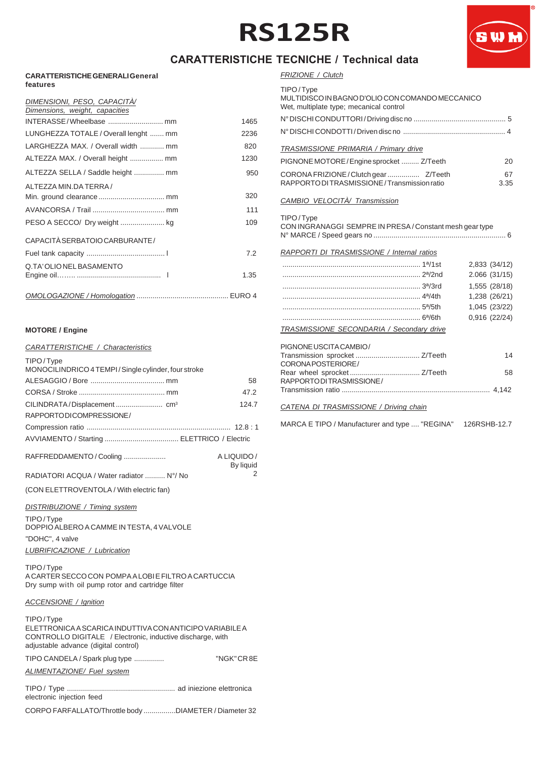# RS125R

## CARATTERISTICHE TECNICHE / Technical data

### CARATTERISTICHE GENERALI General features

*DIMENSIONI, PESO, CAPACITÀ/ Dimensions, weight, capacities*

| | |
|---|---|
| INTERASSE / Wheelbase ............................ mm | 1465 |
| LUNGHEZZA TOTALE / Overall lenght ....... mm | 2236 |
| LARGHEZZA MAX. / Overall width ............ mm | 820 |
| ALTEZZA MAX. / Overall height ................. mm | 1230 |
| ALTEZZA SELLA / Saddle height ............... mm | 950 |
| ALTEZZA MIN.DA TERRA / Min. ground clearance ................................. mm | 320 |
| AVANCORSA / Trail .................................... mm | 111 |
| PESO A SECCO/ Dry weight ...................... kg | 109 |
| CAPACITÀ SERBATOIO CARBURANTE / Fuel tank capacity ....................................... l | 7.2 |
| Q.TA' OLIO NEL BASAMENTO Engine oil…….. .......................................... l | 1.35 |

*OMOLOGAZIONE / Homologation* ............................................. EURO 4

### MOTORE / Engine

*CARATTERISTICHE / Characteristics*

TIPO / Type
MONOCILINDRICO 4 TEMPI / Single cylinder, four stroke

| | |
|---|---|
| ALESAGGIO / Bore ..................................... mm | 58 |
| CORSA / Stroke ........................................... mm | 47.2 |
| CILINDRATA / Displacement ....................... cm³ | 124.7 |
| RAPPORTO DI COMPRESSIONE / Compression ratio ....................................................................... | 12.8 : 1 |

AVVIAMENTO / Starting .................................... ELETTRICO / Electric

RAFFREDDAMENTO / Cooling ..................... A LIQUIDO / By liquid

RADIATORI ACQUA / Water radiator .......... N°/ No 2

(CON ELETTROVENTOLA / With electric fan)

*DISTRIBUZIONE / Timing system*

TIPO / Type
DOPPIO ALBERO A CAMME IN TESTA, 4 VALVOLE
"DOHC", 4 valve

*LUBRIFICAZIONE / Lubrication*

TIPO / Type
A CARTER SECCO CON POMPA A LOBI E FILTRO A CARTUCCIA
Dry sump with oil pump rotor and cartridge filter

*ACCENSIONE / Ignition*

TIPO / Type
ELETTRONICA A SCARICA INDUTTIVA CON ANTICIPO VARIABILE A CONTROLLO DIGITALE / Electronic, inductive discharge, with adjustable advance (digital control)

TIPO CANDELA / Spark plug type ............... "NGK" CR 8E

*ALIMENTAZIONE/ Fuel system*

TIPO / Type ...................................................... ad iniezione elettronica
electronic injection feed

CORPO FARFALLATO/Throttle body ................DIAMETER / Diameter 32

*FRIZIONE / Clutch*

TIPO / Type
MULTIDISCO IN BAGNO D'OLIO CON COMANDO MECCANICO
Wet, multiplate type; mecanical control

N° DISCHI CONDUTTORI / Driving disc no .............................................. 5

N° DISCHI CONDOTTI / Driven disc no ................................................... 4

*TRASMISSIONE PRIMARIA / Primary drive*

| | |
|---|---|
| PIGNONE MOTORE / Engine sprocket ......... Z/Teeth | 20 |
| CORONA FRIZIONE / Clutch gear ................ Z/Teeth | 67 |
| RAPPORTO DI TRASMISSIONE / Transmission ratio | 3.35 |

*CAMBIO VELOCITÀ/ Transmission*

TIPO / Type
CON INGRANAGGI SEMPRE IN PRESA / Constant mesh gear type
N° MARCE / Speed gears no ................................................................. 6

*RAPPORTI DI TRASMISSIONE / Internal ratios*

| | |
|---|---|
| ..................................................................... 1ª/1st | 2,833 (34/12) |
| ..................................................................... 2ª/2nd | 2.066 (31/15) |
| ..................................................................... 3ª/3rd | 1,555 (28/18) |
| ..................................................................... 4ª/4th | 1,238 (26/21) |
| ..................................................................... 5ª/5th | 1,045 (23/22) |
| ..................................................................... 6ª/6th | 0,916 (22/24) |

*TRASMISSIONE SECONDARIA / Secondary drive*

| | |
|---|---|
| PIGNONE USCITA CAMBIO / Transmission sprocket ................................ Z/Teeth | 14 |
| CORONA POSTERIORE / Rear wheel sprocket ................................... Z/Teeth | 58 |
| RAPPORTO DI TRASMISSIONE / Transmission ratio ......................................................................... | 4,142 |

*CATENA DI TRASMISSIONE / Driving chain*

MARCA E TIPO / Manufacturer and type .... "REGINA" 126RSHB-12.7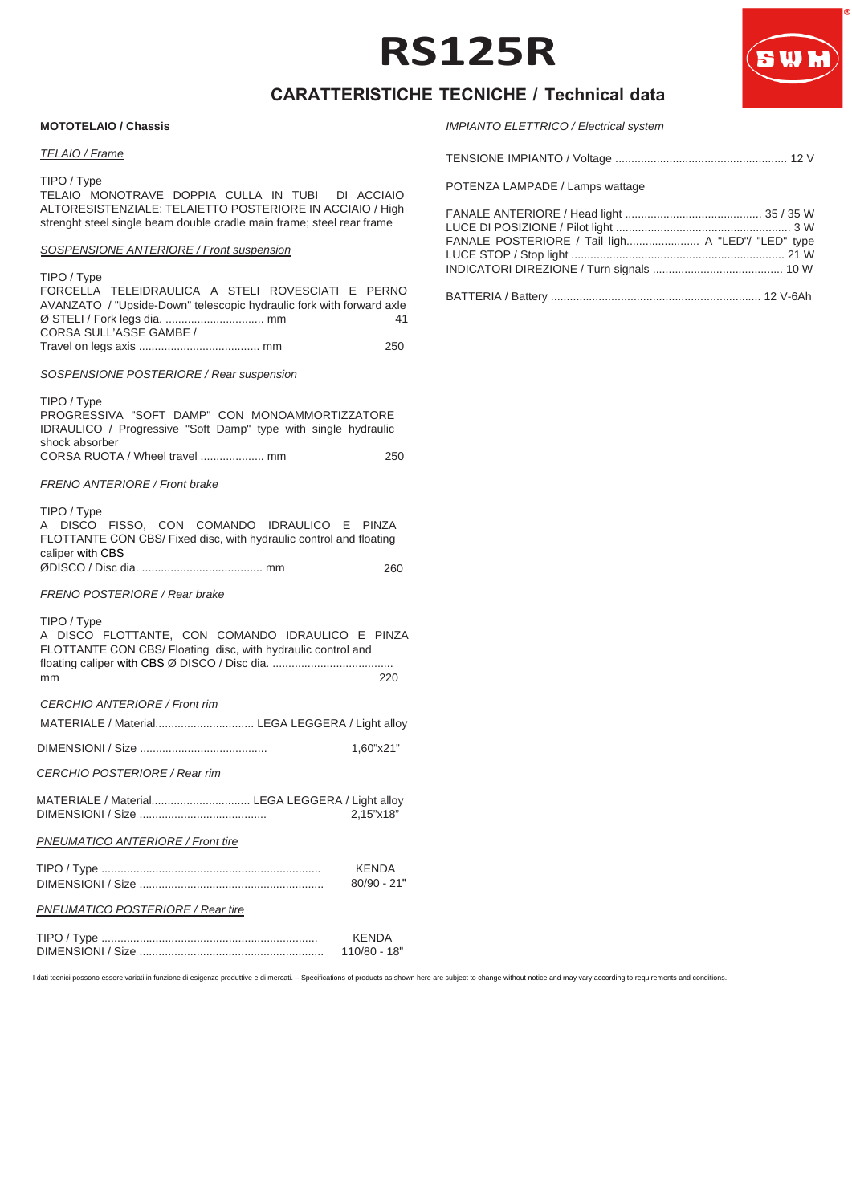# RS125R

## CARATTERISTICHE TECNICHE / Technical data

### MOTOTELAIO / Chassis

*TELAIO / Frame*

TIPO / Type
TELAIO MONOTRAVE DOPPIA CULLA IN TUBI DI ACCIAIO ALTORESISTENZIALE; TELAIETTO POSTERIORE IN ACCIAIO / High strenght steel single beam double cradle main frame; steel rear frame

*SOSPENSIONE ANTERIORE / Front suspension*

TIPO / Type
FORCELLA TELEIDRAULICA A STELI ROVESCIATI E PERNO AVANZATO / "Upside-Down" telescopic hydraulic fork with forward axle
Ø STELI / Fork legs dia. ............................... mm 41
CORSA SULL'ASSE GAMBE /
Travel on legs axis ...................................... mm 250

*SOSPENSIONE POSTERIORE / Rear suspension*

TIPO / Type
PROGRESSIVA "SOFT DAMP" CON MONOAMMORTIZZATORE IDRAULICO / Progressive "Soft Damp" type with single hydraulic shock absorber
CORSA RUOTA / Wheel travel .................... mm 250

*FRENO ANTERIORE / Front brake*

TIPO / Type
A DISCO FISSO, CON COMANDO IDRAULICO E PINZA FLOTTANTE CON CBS/ Fixed disc, with hydraulic control and floating caliper with CBS
ØDISCO / Disc dia. ...................................... mm 260

*FRENO POSTERIORE / Rear brake*

TIPO / Type
A DISCO FLOTTANTE, CON COMANDO IDRAULICO E PINZA FLOTTANTE CON CBS/ Floating disc, with hydraulic control and floating caliper with CBS Ø DISCO / Disc dia. ...................................... mm 220

*CERCHIO ANTERIORE / Front rim*

MATERIALE / Material............................... LEGA LEGGERA / Light alloy

DIMENSIONI / Size ........................................ 1,60"x21"

*CERCHIO POSTERIORE / Rear rim*

MATERIALE / Material............................... LEGA LEGGERA / Light alloy
DIMENSIONI / Size ........................................ 2,15"x18"

*PNEUMATICO ANTERIORE / Front tire*

TIPO / Type ..................................................................... KENDA
DIMENSIONI / Size ......................................................... 80/90 - 21"

*PNEUMATICO POSTERIORE / Rear tire*

TIPO / Type .................................................................... KENDA
DIMENSIONI / Size ......................................................... 110/80 - 18"

*IMPIANTO ELETTRICO / Electrical system*

TENSIONE IMPIANTO / Voltage ..................................................... 12 V

POTENZA LAMPADE / Lamps wattage

FANALE ANTERIORE / Head light ........................................... 35 / 35 W
LUCE DI POSIZIONE / Pilot light ....................................................... 3 W
FANALE POSTERIORE / Tail ligh....................... A "LED"/ "LED" type
LUCE STOP / Stop light .................................................................. 21 W
INDICATORI DIREZIONE / Turn signals ......................................... 10 W

BATTERIA / Battery .................................................................. 12 V-6Ah

I dati tecnici possono essere variati in funzione di esigenze produttive e di mercati. – Specifications of products as shown here are subject to change without notice and may vary according to requirements and conditions.